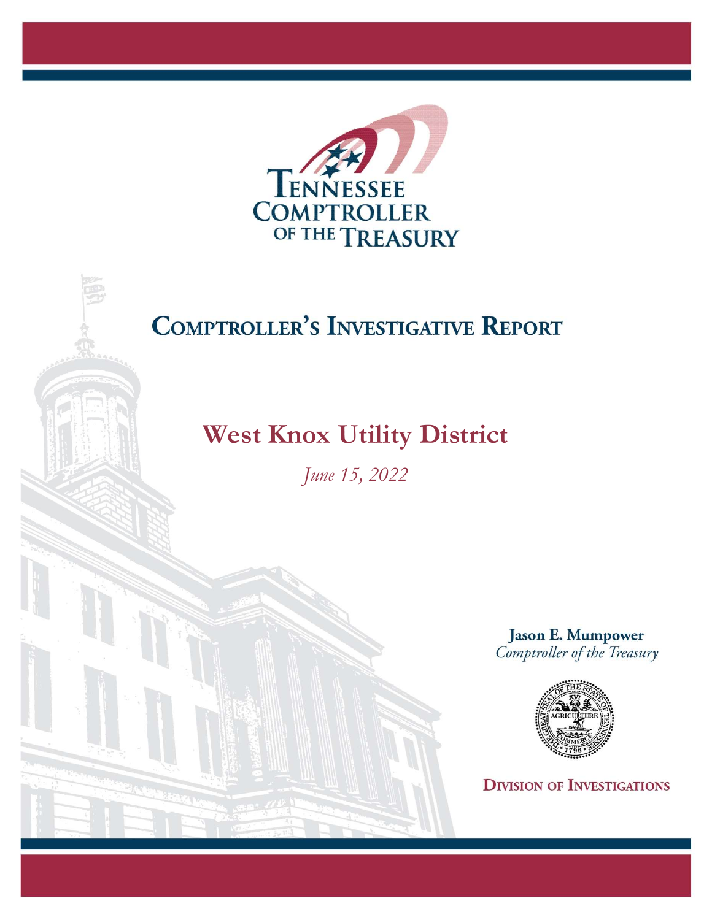Tennessee Comptroller of the Treasury

# Comptroller's Investigative Report

## West Knox Utility District

*June 15, 2022*

**Jason E. Mumpower**
*Comptroller of the Treasury*

**Division of Investigations**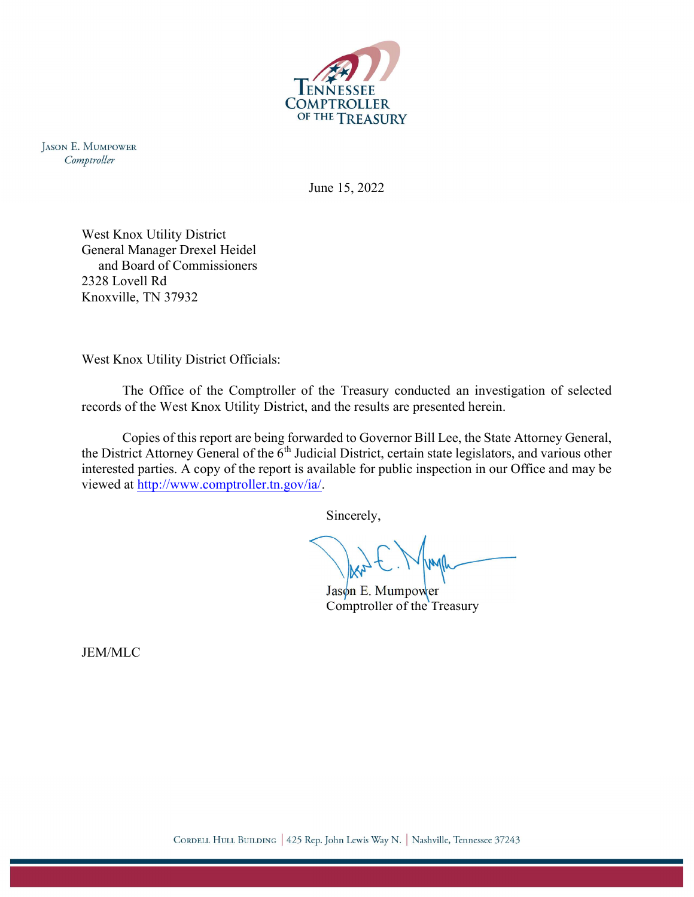TENNESSEE COMPTROLLER OF THE TREASURY

JASON E. MUMPOWER
*Comptroller*

June 15, 2022

West Knox Utility District
General Manager Drexel Heidel
and Board of Commissioners
2328 Lovell Rd
Knoxville, TN 37932

West Knox Utility District Officials:

The Office of the Comptroller of the Treasury conducted an investigation of selected records of the West Knox Utility District, and the results are presented herein.

Copies of this report are being forwarded to Governor Bill Lee, the State Attorney General, the District Attorney General of the 6th Judicial District, certain state legislators, and various other interested parties. A copy of the report is available for public inspection in our Office and may be viewed at http://www.comptroller.tn.gov/ia/.

Sincerely,

Jason E. Mumpower
Comptroller of the Treasury

JEM/MLC

CORDELL HULL BUILDING | 425 Rep. John Lewis Way N. | Nashville, Tennessee 37243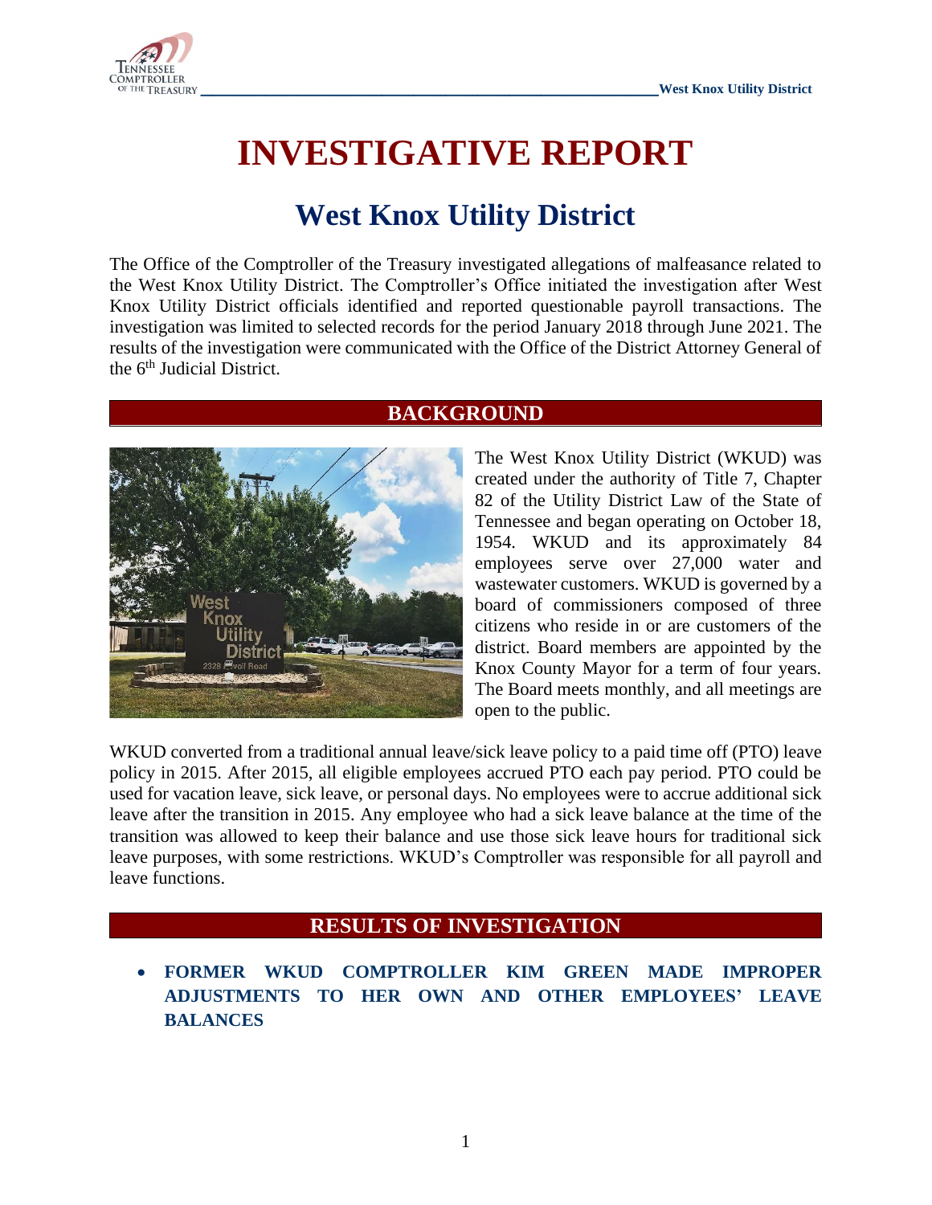# INVESTIGATIVE REPORT

## West Knox Utility District

The Office of the Comptroller of the Treasury investigated allegations of malfeasance related to the West Knox Utility District. The Comptroller's Office initiated the investigation after West Knox Utility District officials identified and reported questionable payroll transactions. The investigation was limited to selected records for the period January 2018 through June 2021. The results of the investigation were communicated with the Office of the District Attorney General of the 6th Judicial District.

## BACKGROUND

The West Knox Utility District (WKUD) was created under the authority of Title 7, Chapter 82 of the Utility District Law of the State of Tennessee and began operating on October 18, 1954. WKUD and its approximately 84 employees serve over 27,000 water and wastewater customers. WKUD is governed by a board of commissioners composed of three citizens who reside in or are customers of the district. Board members are appointed by the Knox County Mayor for a term of four years. The Board meets monthly, and all meetings are open to the public.

WKUD converted from a traditional annual leave/sick leave policy to a paid time off (PTO) leave policy in 2015. After 2015, all eligible employees accrued PTO each pay period. PTO could be used for vacation leave, sick leave, or personal days. No employees were to accrue additional sick leave after the transition in 2015. Any employee who had a sick leave balance at the time of the transition was allowed to keep their balance and use those sick leave hours for traditional sick leave purposes, with some restrictions. WKUD's Comptroller was responsible for all payroll and leave functions.

## RESULTS OF INVESTIGATION

- **FORMER WKUD COMPTROLLER KIM GREEN MADE IMPROPER ADJUSTMENTS TO HER OWN AND OTHER EMPLOYEES' LEAVE BALANCES**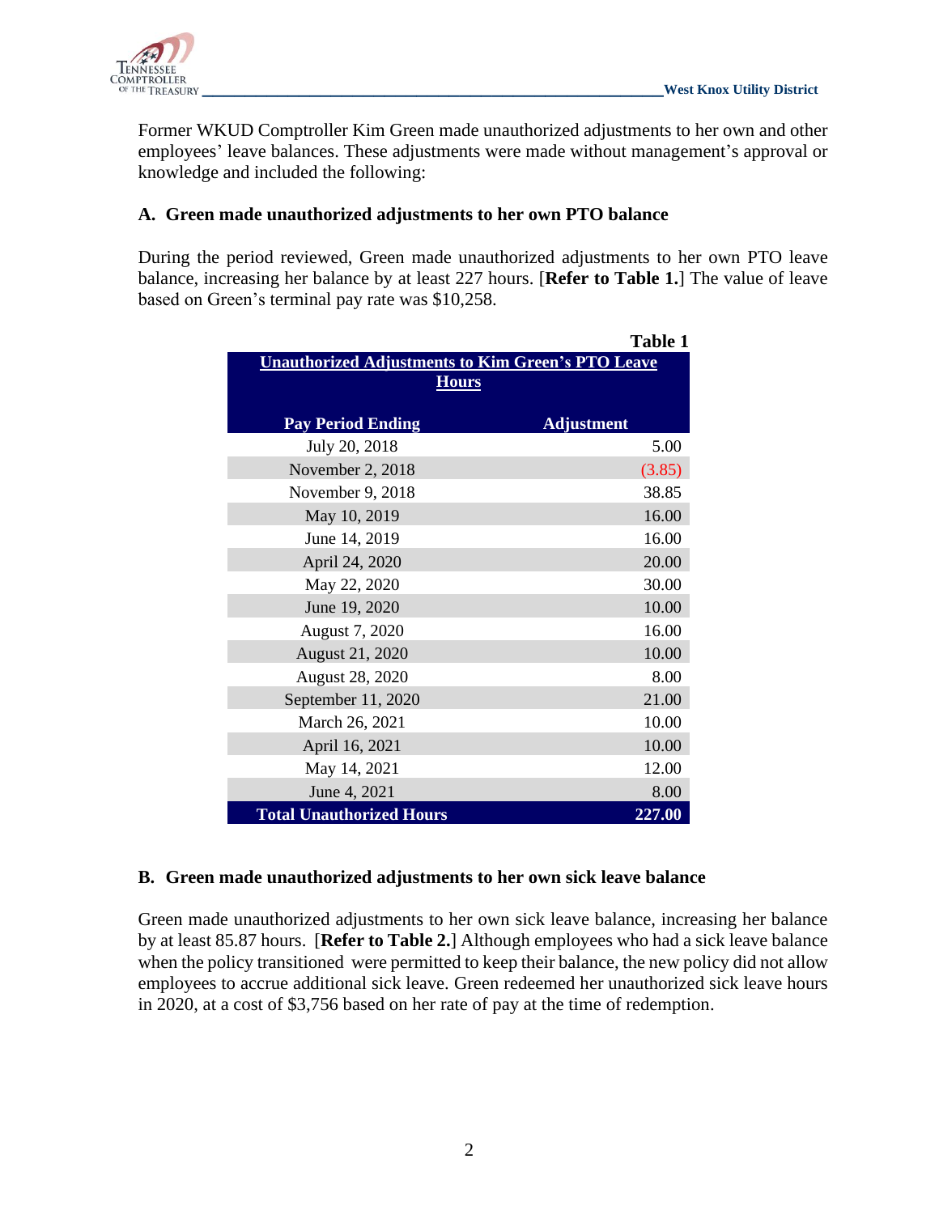Former WKUD Comptroller Kim Green made unauthorized adjustments to her own and other employees' leave balances. These adjustments were made without management's approval or knowledge and included the following:

### A. Green made unauthorized adjustments to her own PTO balance

During the period reviewed, Green made unauthorized adjustments to her own PTO leave balance, increasing her balance by at least 227 hours. [**Refer to Table 1.**] The value of leave based on Green's terminal pay rate was $10,258.

**Table 1**

**Unauthorized Adjustments to Kim Green's PTO Leave Hours**

| Pay Period Ending | Adjustment |
|---|---:|
| July 20, 2018 | 5.00 |
| November 2, 2018 | (3.85) |
| November 9, 2018 | 38.85 |
| May 10, 2019 | 16.00 |
| June 14, 2019 | 16.00 |
| April 24, 2020 | 20.00 |
| May 22, 2020 | 30.00 |
| June 19, 2020 | 10.00 |
| August 7, 2020 | 16.00 |
| August 21, 2020 | 10.00 |
| August 28, 2020 | 8.00 |
| September 11, 2020 | 21.00 |
| March 26, 2021 | 10.00 |
| April 16, 2021 | 10.00 |
| May 14, 2021 | 12.00 |
| June 4, 2021 | 8.00 |
| **Total Unauthorized Hours** | **227.00** |

### B. Green made unauthorized adjustments to her own sick leave balance

Green made unauthorized adjustments to her own sick leave balance, increasing her balance by at least 85.87 hours. [**Refer to Table 2.**] Although employees who had a sick leave balance when the policy transitioned were permitted to keep their balance, the new policy did not allow employees to accrue additional sick leave. Green redeemed her unauthorized sick leave hours in 2020, at a cost of $3,756 based on her rate of pay at the time of redemption.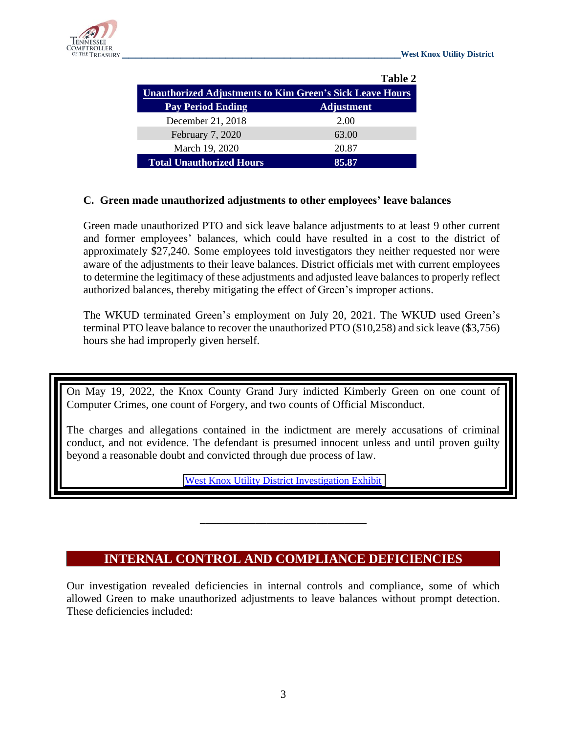**Table 2**

| Unauthorized Adjustments to Kim Green's Sick Leave Hours | |
|---|---|
| **Pay Period Ending** | **Adjustment** |
| December 21, 2018 | 2.00 |
| February 7, 2020 | 63.00 |
| March 19, 2020 | 20.87 |
| **Total Unauthorized Hours** | **85.87** |

### C. Green made unauthorized adjustments to other employees' leave balances

Green made unauthorized PTO and sick leave balance adjustments to at least 9 other current and former employees' balances, which could have resulted in a cost to the district of approximately $27,240. Some employees told investigators they neither requested nor were aware of the adjustments to their leave balances. District officials met with current employees to determine the legitimacy of these adjustments and adjusted leave balances to properly reflect authorized balances, thereby mitigating the effect of Green's improper actions.

The WKUD terminated Green's employment on July 20, 2021. The WKUD used Green's terminal PTO leave balance to recover the unauthorized PTO ($10,258) and sick leave ($3,756) hours she had improperly given herself.

On May 19, 2022, the Knox County Grand Jury indicted Kimberly Green on one count of Computer Crimes, one count of Forgery, and two counts of Official Misconduct.

The charges and allegations contained in the indictment are merely accusations of criminal conduct, and not evidence. The defendant is presumed innocent unless and until proven guilty beyond a reasonable doubt and convicted through due process of law.

West Knox Utility District Investigation Exhibit

---

## INTERNAL CONTROL AND COMPLIANCE DEFICIENCIES

Our investigation revealed deficiencies in internal controls and compliance, some of which allowed Green to make unauthorized adjustments to leave balances without prompt detection. These deficiencies included: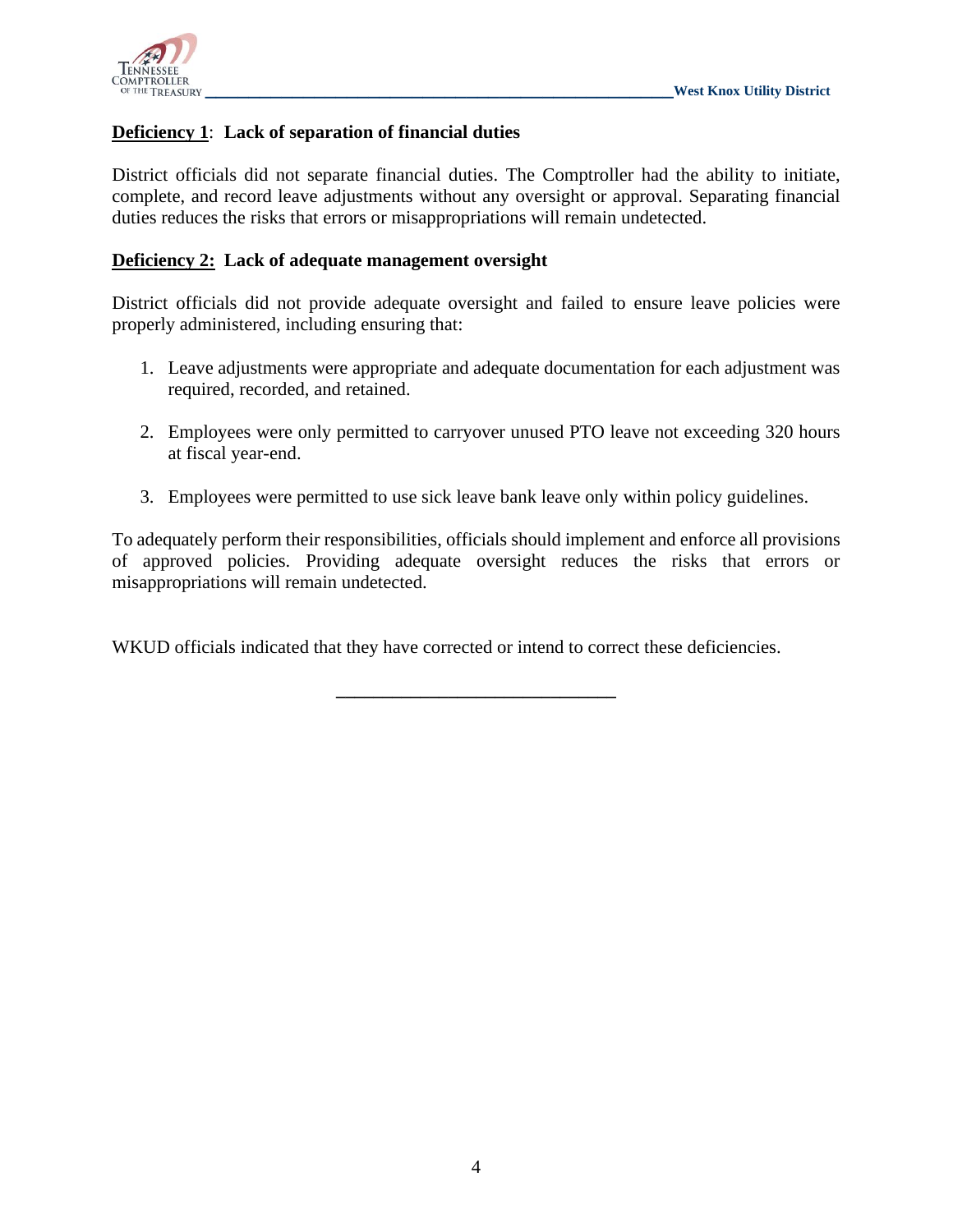**Deficiency 1**: **Lack of separation of financial duties**

District officials did not separate financial duties. The Comptroller had the ability to initiate, complete, and record leave adjustments without any oversight or approval. Separating financial duties reduces the risks that errors or misappropriations will remain undetected.

**Deficiency 2:** **Lack of adequate management oversight**

District officials did not provide adequate oversight and failed to ensure leave policies were properly administered, including ensuring that:

1. Leave adjustments were appropriate and adequate documentation for each adjustment was required, recorded, and retained.

2. Employees were only permitted to carryover unused PTO leave not exceeding 320 hours at fiscal year-end.

3. Employees were permitted to use sick leave bank leave only within policy guidelines.

To adequately perform their responsibilities, officials should implement and enforce all provisions of approved policies. Providing adequate oversight reduces the risks that errors or misappropriations will remain undetected.

WKUD officials indicated that they have corrected or intend to correct these deficiencies.